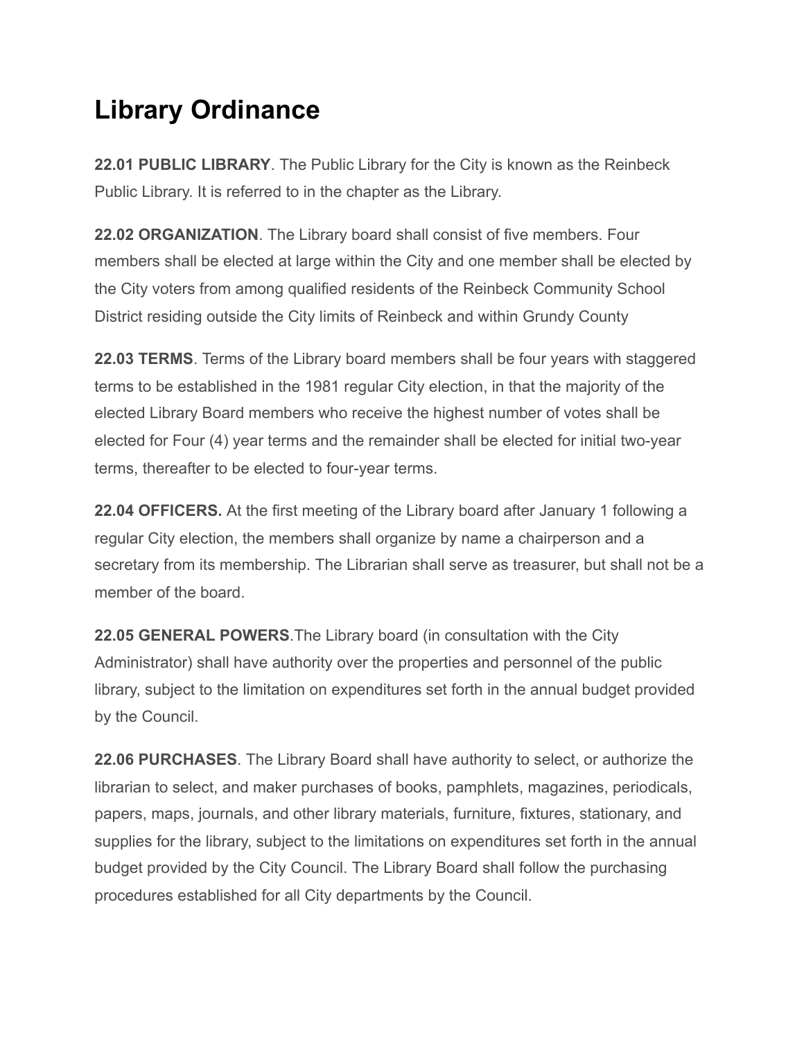# Library Ordinance

**22.01 PUBLIC LIBRARY**. The Public Library for the City is known as the Reinbeck Public Library. It is referred to in the chapter as the Library.

**22.02 ORGANIZATION**. The Library board shall consist of five members. Four members shall be elected at large within the City and one member shall be elected by the City voters from among qualified residents of the Reinbeck Community School District residing outside the City limits of Reinbeck and within Grundy County

**22.03 TERMS**. Terms of the Library board members shall be four years with staggered terms to be established in the 1981 regular City election, in that the majority of the elected Library Board members who receive the highest number of votes shall be elected for Four (4) year terms and the remainder shall be elected for initial two-year terms, thereafter to be elected to four-year terms.

**22.04 OFFICERS.** At the first meeting of the Library board after January 1 following a regular City election, the members shall organize by name a chairperson and a secretary from its membership. The Librarian shall serve as treasurer, but shall not be a member of the board.

**22.05 GENERAL POWERS**.The Library board (in consultation with the City Administrator) shall have authority over the properties and personnel of the public library, subject to the limitation on expenditures set forth in the annual budget provided by the Council.

**22.06 PURCHASES**. The Library Board shall have authority to select, or authorize the librarian to select, and maker purchases of books, pamphlets, magazines, periodicals, papers, maps, journals, and other library materials, furniture, fixtures, stationary, and supplies for the library, subject to the limitations on expenditures set forth in the annual budget provided by the City Council. The Library Board shall follow the purchasing procedures established for all City departments by the Council.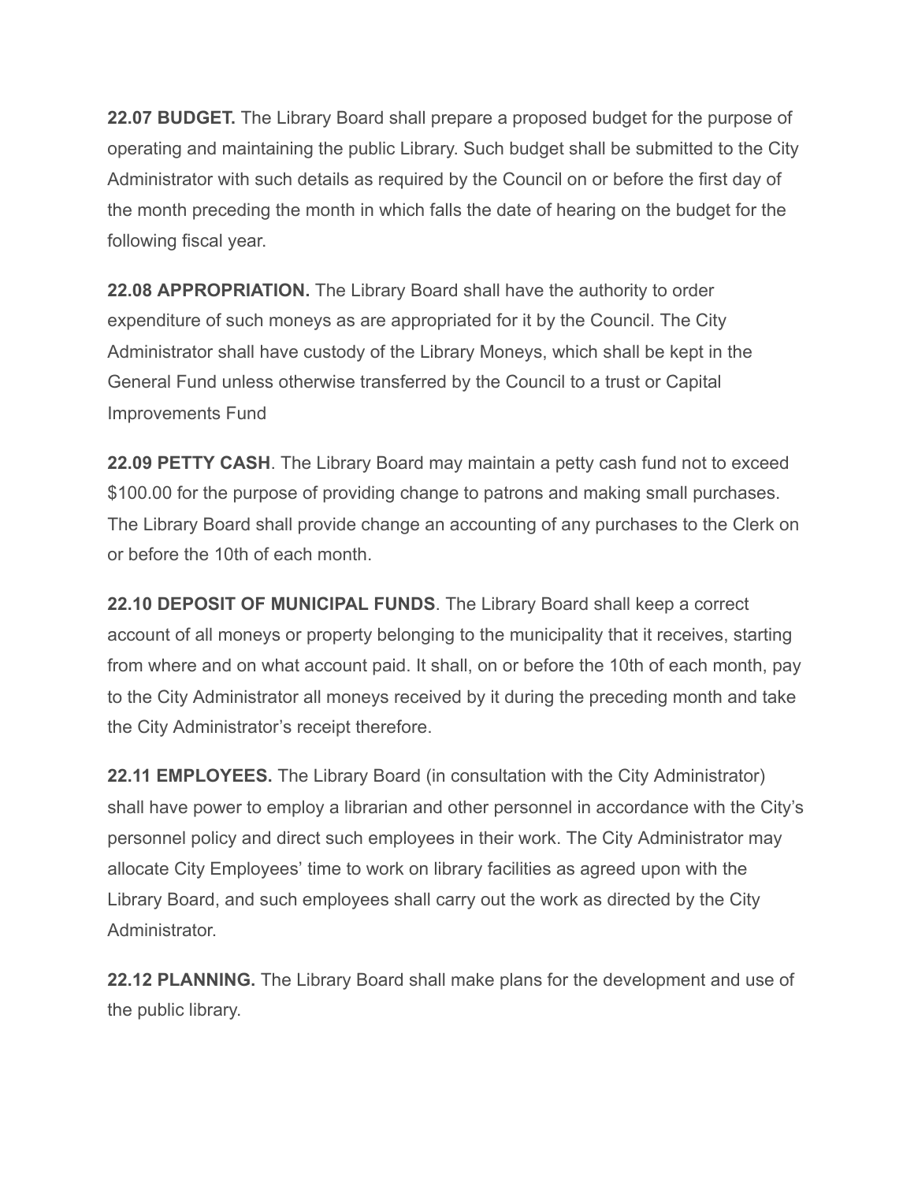**22.07 BUDGET.** The Library Board shall prepare a proposed budget for the purpose of operating and maintaining the public Library. Such budget shall be submitted to the City Administrator with such details as required by the Council on or before the first day of the month preceding the month in which falls the date of hearing on the budget for the following fiscal year.

**22.08 APPROPRIATION.** The Library Board shall have the authority to order expenditure of such moneys as are appropriated for it by the Council. The City Administrator shall have custody of the Library Moneys, which shall be kept in the General Fund unless otherwise transferred by the Council to a trust or Capital Improvements Fund

**22.09 PETTY CASH**. The Library Board may maintain a petty cash fund not to exceed $100.00 for the purpose of providing change to patrons and making small purchases. The Library Board shall provide change an accounting of any purchases to the Clerk on or before the 10th of each month.

**22.10 DEPOSIT OF MUNICIPAL FUNDS**. The Library Board shall keep a correct account of all moneys or property belonging to the municipality that it receives, starting from where and on what account paid. It shall, on or before the 10th of each month, pay to the City Administrator all moneys received by it during the preceding month and take the City Administrator's receipt therefore.

**22.11 EMPLOYEES.** The Library Board (in consultation with the City Administrator) shall have power to employ a librarian and other personnel in accordance with the City's personnel policy and direct such employees in their work. The City Administrator may allocate City Employees' time to work on library facilities as agreed upon with the Library Board, and such employees shall carry out the work as directed by the City Administrator.

**22.12 PLANNING.** The Library Board shall make plans for the development and use of the public library.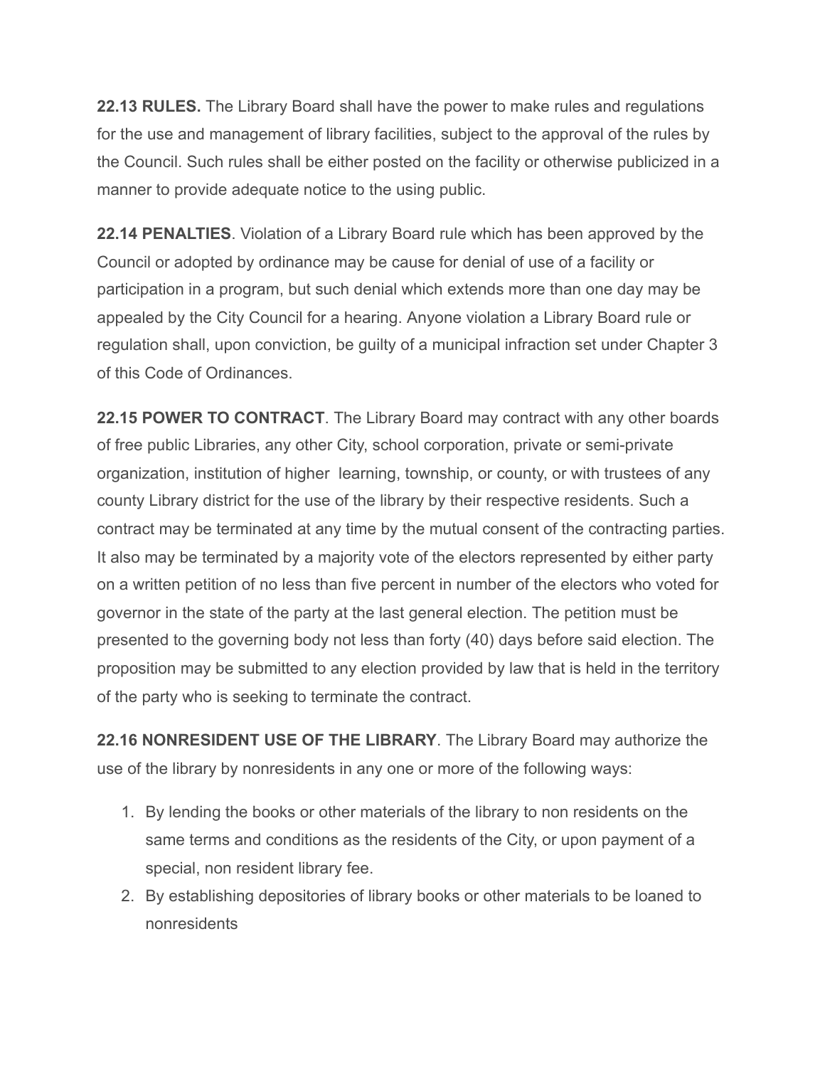**22.13 RULES.** The Library Board shall have the power to make rules and regulations for the use and management of library facilities, subject to the approval of the rules by the Council. Such rules shall be either posted on the facility or otherwise publicized in a manner to provide adequate notice to the using public.

**22.14 PENALTIES**. Violation of a Library Board rule which has been approved by the Council or adopted by ordinance may be cause for denial of use of a facility or participation in a program, but such denial which extends more than one day may be appealed by the City Council for a hearing. Anyone violation a Library Board rule or regulation shall, upon conviction, be guilty of a municipal infraction set under Chapter 3 of this Code of Ordinances.

**22.15 POWER TO CONTRACT**. The Library Board may contract with any other boards of free public Libraries, any other City, school corporation, private or semi-private organization, institution of higher learning, township, or county, or with trustees of any county Library district for the use of the library by their respective residents. Such a contract may be terminated at any time by the mutual consent of the contracting parties. It also may be terminated by a majority vote of the electors represented by either party on a written petition of no less than five percent in number of the electors who voted for governor in the state of the party at the last general election. The petition must be presented to the governing body not less than forty (40) days before said election. The proposition may be submitted to any election provided by law that is held in the territory of the party who is seeking to terminate the contract.

**22.16 NONRESIDENT USE OF THE LIBRARY**. The Library Board may authorize the use of the library by nonresidents in any one or more of the following ways:

1. By lending the books or other materials of the library to non residents on the same terms and conditions as the residents of the City, or upon payment of a special, non resident library fee.
2. By establishing depositories of library books or other materials to be loaned to nonresidents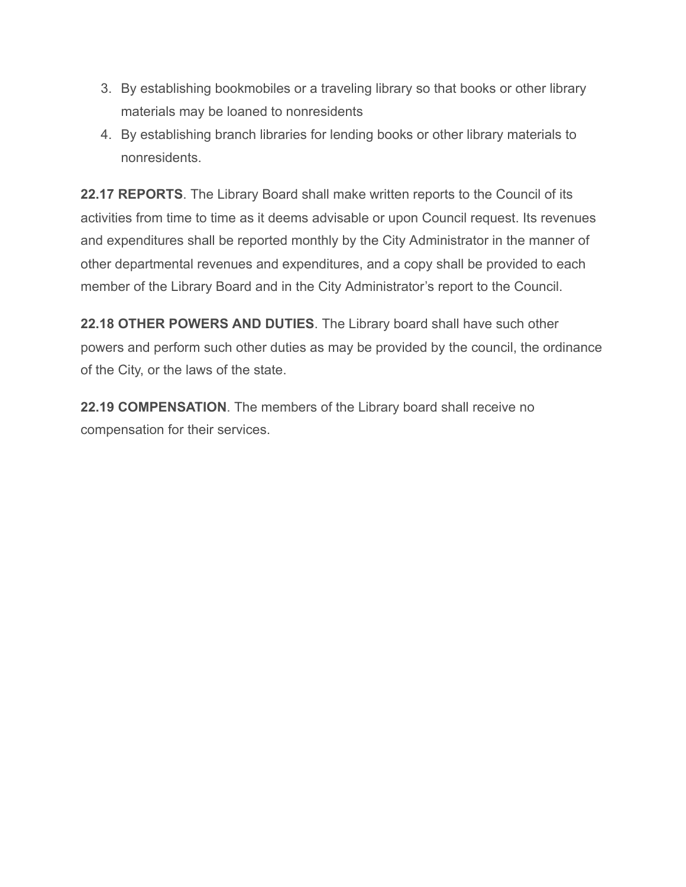3. By establishing bookmobiles or a traveling library so that books or other library materials may be loaned to nonresidents
4. By establishing branch libraries for lending books or other library materials to nonresidents.

**22.17 REPORTS**. The Library Board shall make written reports to the Council of its activities from time to time as it deems advisable or upon Council request. Its revenues and expenditures shall be reported monthly by the City Administrator in the manner of other departmental revenues and expenditures, and a copy shall be provided to each member of the Library Board and in the City Administrator's report to the Council.

**22.18 OTHER POWERS AND DUTIES**. The Library board shall have such other powers and perform such other duties as may be provided by the council, the ordinance of the City, or the laws of the state.

**22.19 COMPENSATION**. The members of the Library board shall receive no compensation for their services.